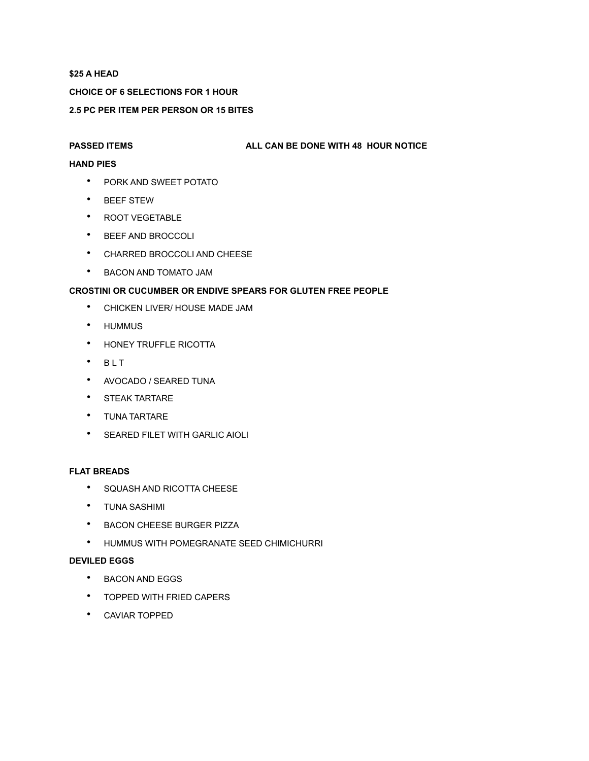**$25 A HEAD**

**CHOICE OF 6 SELECTIONS FOR 1 HOUR**

**2.5 PC PER ITEM PER PERSON OR 15 BITES**

**PASSED ITEMS** **ALL CAN BE DONE WITH 48 HOUR NOTICE**

**HAND PIES**

- PORK AND SWEET POTATO
- BEEF STEW
- ROOT VEGETABLE
- BEEF AND BROCCOLI
- CHARRED BROCCOLI AND CHEESE
- BACON AND TOMATO JAM

**CROSTINI OR CUCUMBER OR ENDIVE SPEARS FOR GLUTEN FREE PEOPLE**

- CHICKEN LIVER/ HOUSE MADE JAM
- HUMMUS
- HONEY TRUFFLE RICOTTA
- B L T
- AVOCADO / SEARED TUNA
- STEAK TARTARE
- TUNA TARTARE
- SEARED FILET WITH GARLIC AIOLI

**FLAT BREADS**

- SQUASH AND RICOTTA CHEESE
- TUNA SASHIMI
- BACON CHEESE BURGER PIZZA
- HUMMUS WITH POMEGRANATE SEED CHIMICHURRI

**DEVILED EGGS**

- BACON AND EGGS
- TOPPED WITH FRIED CAPERS
- CAVIAR TOPPED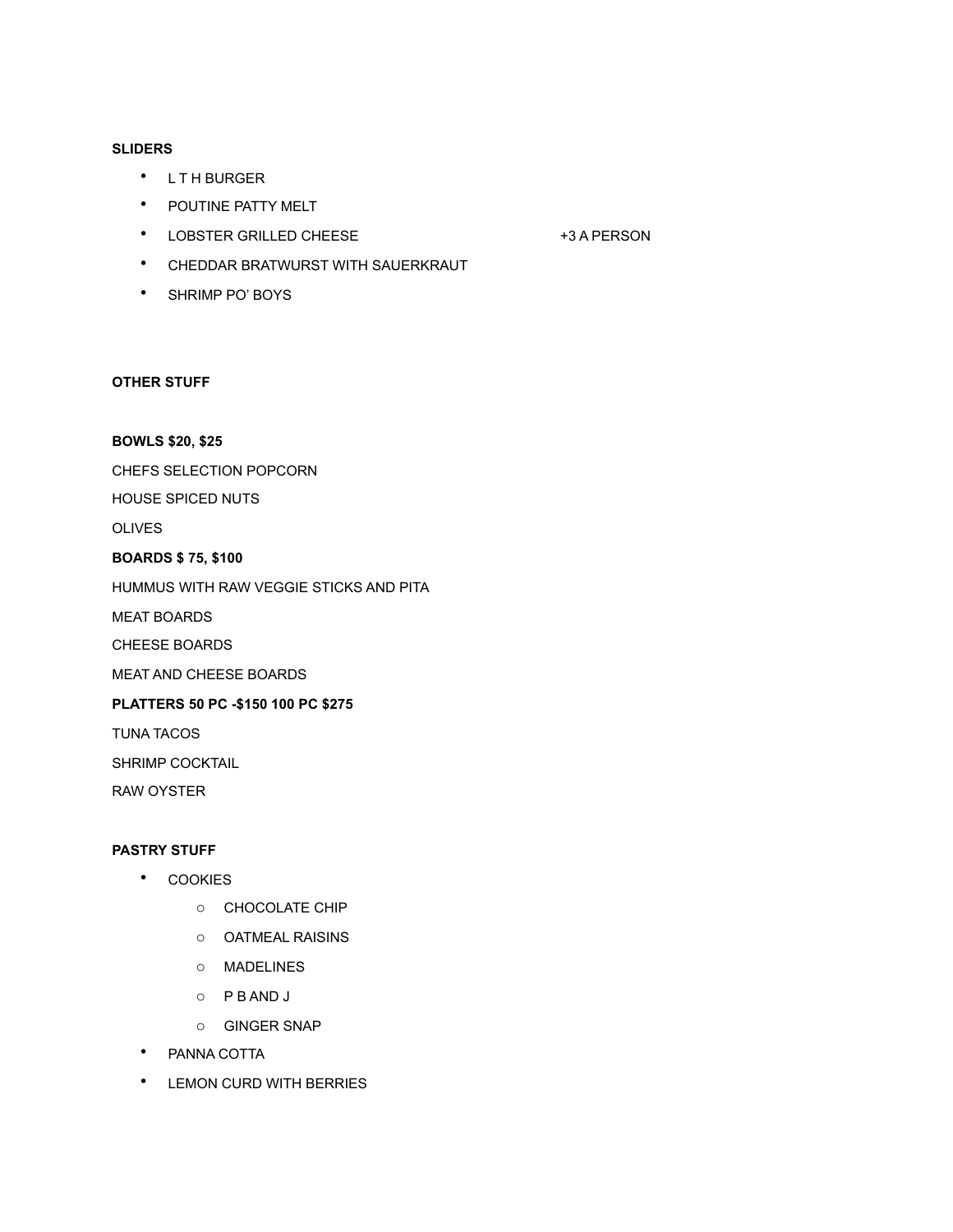**SLIDERS**

- L T H BURGER
- POUTINE PATTY MELT
- LOBSTER GRILLED CHEESE +3 A PERSON
- CHEDDAR BRATWURST WITH SAUERKRAUT
- SHRIMP PO' BOYS

**OTHER STUFF**

**BOWLS $20, $25**

CHEFS SELECTION POPCORN

HOUSE SPICED NUTS

OLIVES

**BOARDS $ 75, $100**

HUMMUS WITH RAW VEGGIE STICKS AND PITA

MEAT BOARDS

CHEESE BOARDS

MEAT AND CHEESE BOARDS

**PLATTERS 50 PC -$150 100 PC $275**

TUNA TACOS

SHRIMP COCKTAIL

RAW OYSTER

**PASTRY STUFF**

- COOKIES
  - CHOCOLATE CHIP
  - OATMEAL RAISINS
  - MADELINES
  - P B AND J
  - GINGER SNAP
- PANNA COTTA
- LEMON CURD WITH BERRIES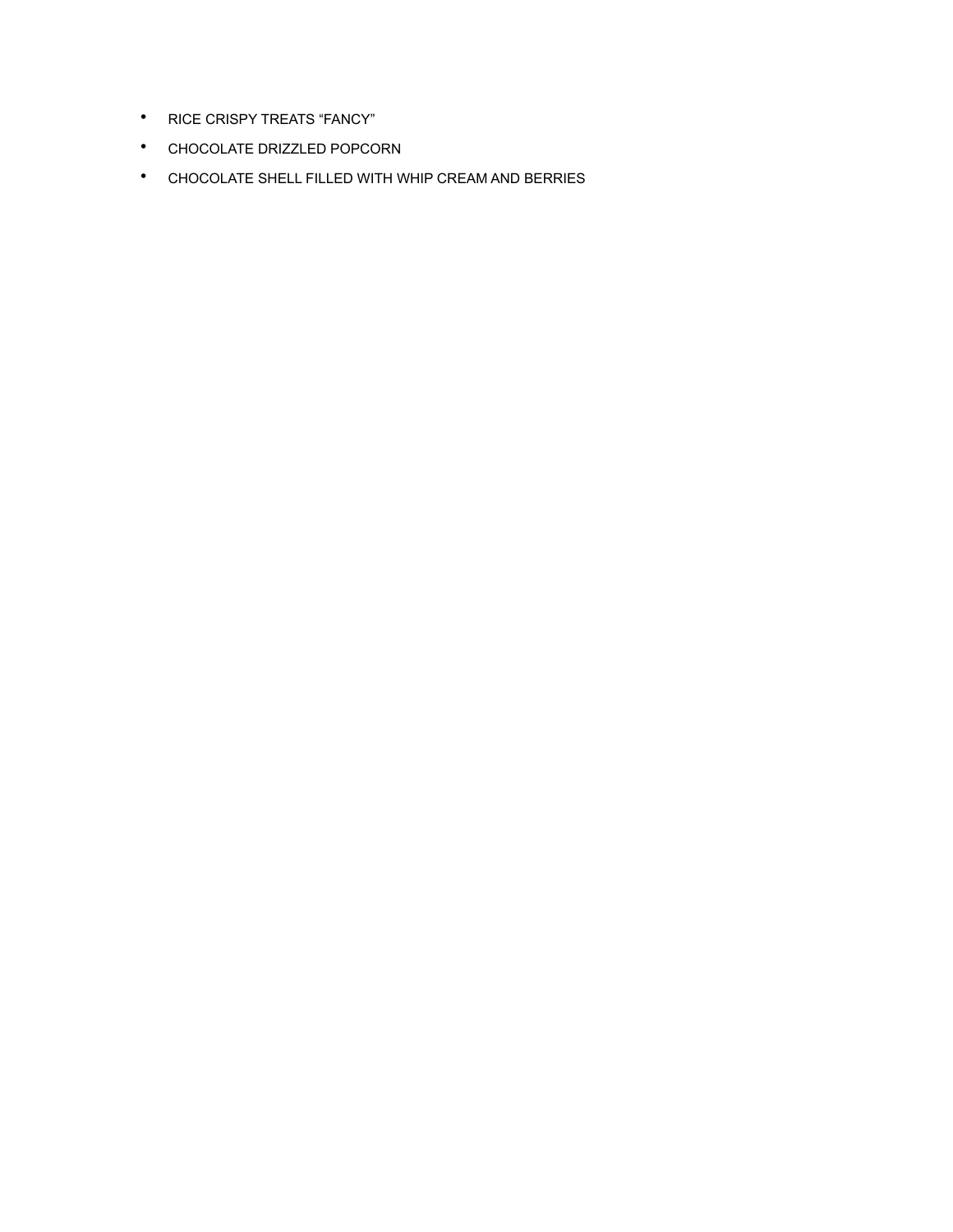- RICE CRISPY TREATS “FANCY”
- CHOCOLATE DRIZZLED POPCORN
- CHOCOLATE SHELL FILLED WITH WHIP CREAM AND BERRIES